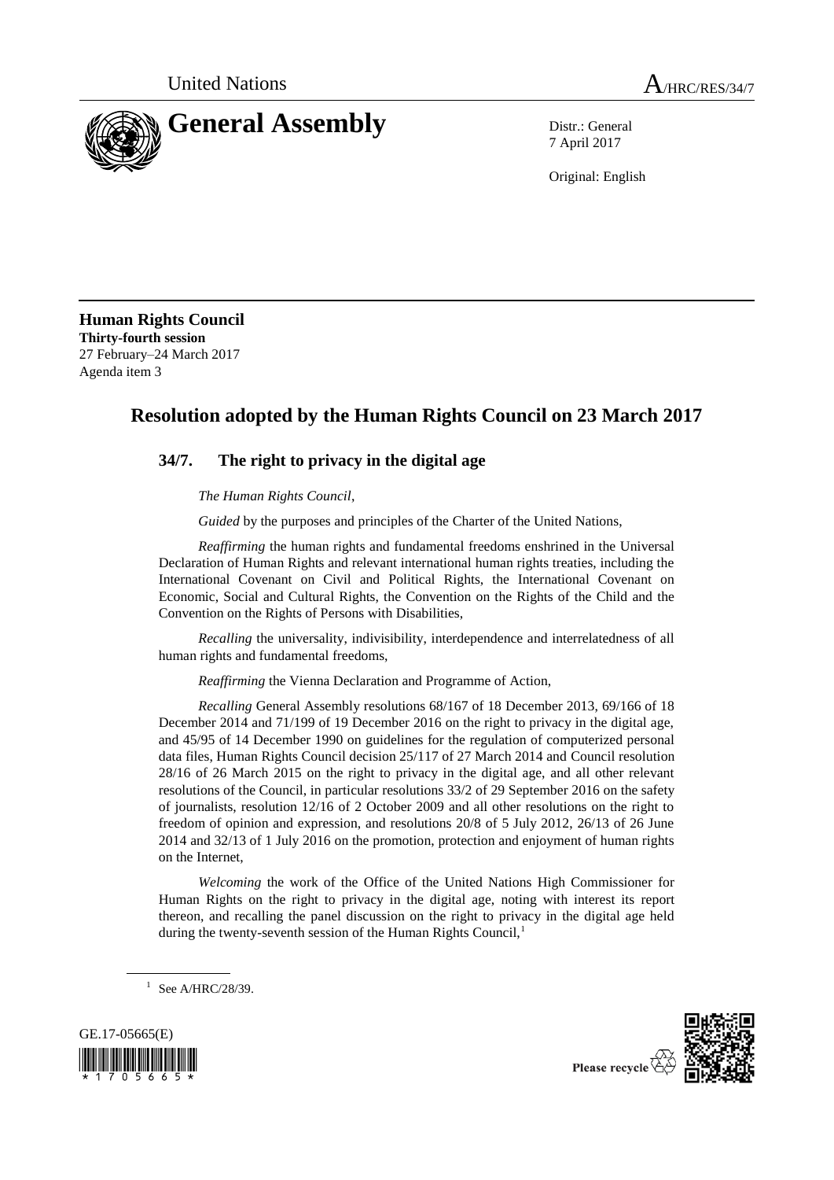United Nations A/HRC/RES/34/7

# General Assembly

Distr.: General
7 April 2017

Original: English

**Human Rights Council**
**Thirty-fourth session**
27 February–24 March 2017
Agenda item 3

## Resolution adopted by the Human Rights Council on 23 March 2017

### 34/7. The right to privacy in the digital age

*The Human Rights Council*,

*Guided* by the purposes and principles of the Charter of the United Nations,

*Reaffirming* the human rights and fundamental freedoms enshrined in the Universal Declaration of Human Rights and relevant international human rights treaties, including the International Covenant on Civil and Political Rights, the International Covenant on Economic, Social and Cultural Rights, the Convention on the Rights of the Child and the Convention on the Rights of Persons with Disabilities,

*Recalling* the universality, indivisibility, interdependence and interrelatedness of all human rights and fundamental freedoms,

*Reaffirming* the Vienna Declaration and Programme of Action,

*Recalling* General Assembly resolutions 68/167 of 18 December 2013, 69/166 of 18 December 2014 and 71/199 of 19 December 2016 on the right to privacy in the digital age, and 45/95 of 14 December 1990 on guidelines for the regulation of computerized personal data files, Human Rights Council decision 25/117 of 27 March 2014 and Council resolution 28/16 of 26 March 2015 on the right to privacy in the digital age, and all other relevant resolutions of the Council, in particular resolutions 33/2 of 29 September 2016 on the safety of journalists, resolution 12/16 of 2 October 2009 and all other resolutions on the right to freedom of opinion and expression, and resolutions 20/8 of 5 July 2012, 26/13 of 26 June 2014 and 32/13 of 1 July 2016 on the promotion, protection and enjoyment of human rights on the Internet,

*Welcoming* the work of the Office of the United Nations High Commissioner for Human Rights on the right to privacy in the digital age, noting with interest its report thereon, and recalling the panel discussion on the right to privacy in the digital age held during the twenty-seventh session of the Human Rights Council,[1]

[1] See A/HRC/28/39.

GE.17-05665(E)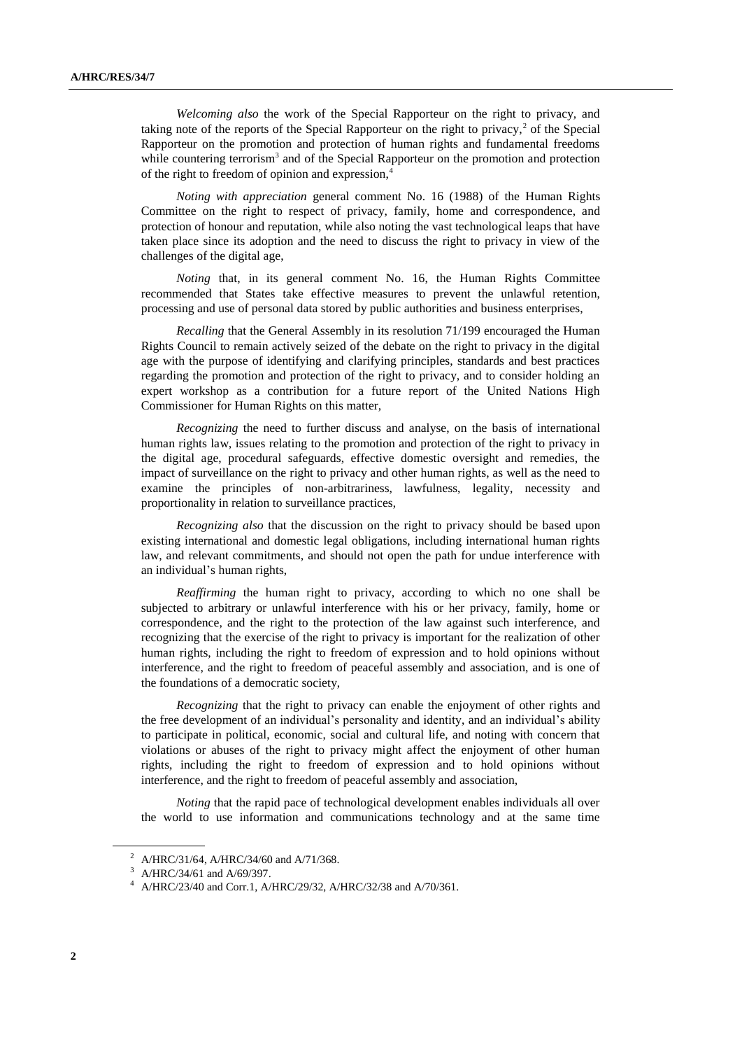*Welcoming also* the work of the Special Rapporteur on the right to privacy, and taking note of the reports of the Special Rapporteur on the right to privacy,[2] of the Special Rapporteur on the promotion and protection of human rights and fundamental freedoms while countering terrorism[3] and of the Special Rapporteur on the promotion and protection of the right to freedom of opinion and expression,[4]

*Noting with appreciation* general comment No. 16 (1988) of the Human Rights Committee on the right to respect of privacy, family, home and correspondence, and protection of honour and reputation, while also noting the vast technological leaps that have taken place since its adoption and the need to discuss the right to privacy in view of the challenges of the digital age,

*Noting* that, in its general comment No. 16, the Human Rights Committee recommended that States take effective measures to prevent the unlawful retention, processing and use of personal data stored by public authorities and business enterprises,

*Recalling* that the General Assembly in its resolution 71/199 encouraged the Human Rights Council to remain actively seized of the debate on the right to privacy in the digital age with the purpose of identifying and clarifying principles, standards and best practices regarding the promotion and protection of the right to privacy, and to consider holding an expert workshop as a contribution for a future report of the United Nations High Commissioner for Human Rights on this matter,

*Recognizing* the need to further discuss and analyse, on the basis of international human rights law, issues relating to the promotion and protection of the right to privacy in the digital age, procedural safeguards, effective domestic oversight and remedies, the impact of surveillance on the right to privacy and other human rights, as well as the need to examine the principles of non-arbitrariness, lawfulness, legality, necessity and proportionality in relation to surveillance practices,

*Recognizing also* that the discussion on the right to privacy should be based upon existing international and domestic legal obligations, including international human rights law, and relevant commitments, and should not open the path for undue interference with an individual's human rights,

*Reaffirming* the human right to privacy, according to which no one shall be subjected to arbitrary or unlawful interference with his or her privacy, family, home or correspondence, and the right to the protection of the law against such interference, and recognizing that the exercise of the right to privacy is important for the realization of other human rights, including the right to freedom of expression and to hold opinions without interference, and the right to freedom of peaceful assembly and association, and is one of the foundations of a democratic society,

*Recognizing* that the right to privacy can enable the enjoyment of other rights and the free development of an individual's personality and identity, and an individual's ability to participate in political, economic, social and cultural life, and noting with concern that violations or abuses of the right to privacy might affect the enjoyment of other human rights, including the right to freedom of expression and to hold opinions without interference, and the right to freedom of peaceful assembly and association,

*Noting* that the rapid pace of technological development enables individuals all over the world to use information and communications technology and at the same time

---

[2] A/HRC/31/64, A/HRC/34/60 and A/71/368.

[3] A/HRC/34/61 and A/69/397.

[4] A/HRC/23/40 and Corr.1, A/HRC/29/32, A/HRC/32/38 and A/70/361.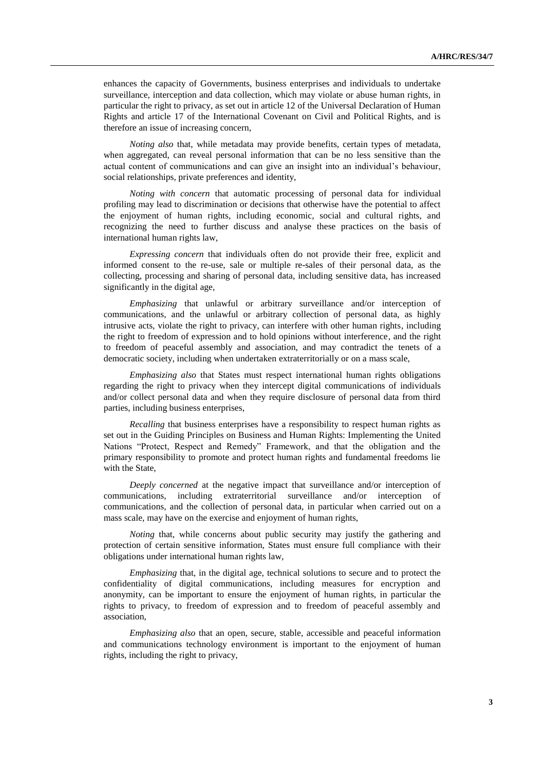enhances the capacity of Governments, business enterprises and individuals to undertake surveillance, interception and data collection, which may violate or abuse human rights, in particular the right to privacy, as set out in article 12 of the Universal Declaration of Human Rights and article 17 of the International Covenant on Civil and Political Rights, and is therefore an issue of increasing concern,

*Noting also* that, while metadata may provide benefits, certain types of metadata, when aggregated, can reveal personal information that can be no less sensitive than the actual content of communications and can give an insight into an individual's behaviour, social relationships, private preferences and identity,

*Noting with concern* that automatic processing of personal data for individual profiling may lead to discrimination or decisions that otherwise have the potential to affect the enjoyment of human rights, including economic, social and cultural rights, and recognizing the need to further discuss and analyse these practices on the basis of international human rights law,

*Expressing concern* that individuals often do not provide their free, explicit and informed consent to the re-use, sale or multiple re-sales of their personal data, as the collecting, processing and sharing of personal data, including sensitive data, has increased significantly in the digital age,

*Emphasizing* that unlawful or arbitrary surveillance and/or interception of communications, and the unlawful or arbitrary collection of personal data, as highly intrusive acts, violate the right to privacy, can interfere with other human rights, including the right to freedom of expression and to hold opinions without interference, and the right to freedom of peaceful assembly and association, and may contradict the tenets of a democratic society, including when undertaken extraterritorially or on a mass scale,

*Emphasizing also* that States must respect international human rights obligations regarding the right to privacy when they intercept digital communications of individuals and/or collect personal data and when they require disclosure of personal data from third parties, including business enterprises,

*Recalling* that business enterprises have a responsibility to respect human rights as set out in the Guiding Principles on Business and Human Rights: Implementing the United Nations "Protect, Respect and Remedy" Framework, and that the obligation and the primary responsibility to promote and protect human rights and fundamental freedoms lie with the State,

*Deeply concerned* at the negative impact that surveillance and/or interception of communications, including extraterritorial surveillance and/or interception of communications, and the collection of personal data, in particular when carried out on a mass scale, may have on the exercise and enjoyment of human rights,

*Noting* that, while concerns about public security may justify the gathering and protection of certain sensitive information, States must ensure full compliance with their obligations under international human rights law,

*Emphasizing* that, in the digital age, technical solutions to secure and to protect the confidentiality of digital communications, including measures for encryption and anonymity, can be important to ensure the enjoyment of human rights, in particular the rights to privacy, to freedom of expression and to freedom of peaceful assembly and association,

*Emphasizing also* that an open, secure, stable, accessible and peaceful information and communications technology environment is important to the enjoyment of human rights, including the right to privacy,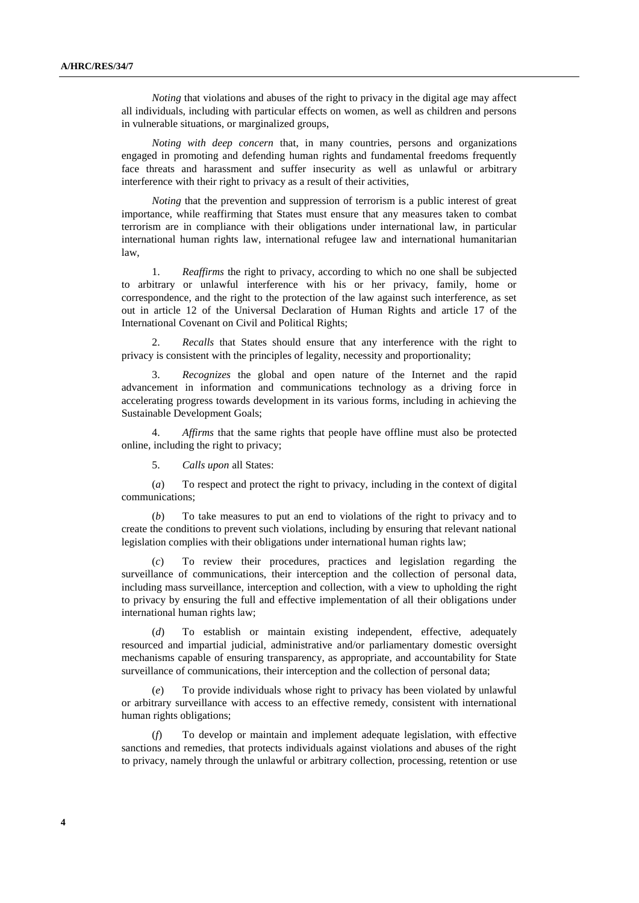*Noting* that violations and abuses of the right to privacy in the digital age may affect all individuals, including with particular effects on women, as well as children and persons in vulnerable situations, or marginalized groups,

*Noting with deep concern* that, in many countries, persons and organizations engaged in promoting and defending human rights and fundamental freedoms frequently face threats and harassment and suffer insecurity as well as unlawful or arbitrary interference with their right to privacy as a result of their activities,

*Noting* that the prevention and suppression of terrorism is a public interest of great importance, while reaffirming that States must ensure that any measures taken to combat terrorism are in compliance with their obligations under international law, in particular international human rights law, international refugee law and international humanitarian law,

1. *Reaffirms* the right to privacy, according to which no one shall be subjected to arbitrary or unlawful interference with his or her privacy, family, home or correspondence, and the right to the protection of the law against such interference, as set out in article 12 of the Universal Declaration of Human Rights and article 17 of the International Covenant on Civil and Political Rights;

2. *Recalls* that States should ensure that any interference with the right to privacy is consistent with the principles of legality, necessity and proportionality;

3. *Recognizes* the global and open nature of the Internet and the rapid advancement in information and communications technology as a driving force in accelerating progress towards development in its various forms, including in achieving the Sustainable Development Goals;

4. *Affirms* that the same rights that people have offline must also be protected online, including the right to privacy;

5. *Calls upon* all States:

(*a*) To respect and protect the right to privacy, including in the context of digital communications;

(*b*) To take measures to put an end to violations of the right to privacy and to create the conditions to prevent such violations, including by ensuring that relevant national legislation complies with their obligations under international human rights law;

(*c*) To review their procedures, practices and legislation regarding the surveillance of communications, their interception and the collection of personal data, including mass surveillance, interception and collection, with a view to upholding the right to privacy by ensuring the full and effective implementation of all their obligations under international human rights law;

(*d*) To establish or maintain existing independent, effective, adequately resourced and impartial judicial, administrative and/or parliamentary domestic oversight mechanisms capable of ensuring transparency, as appropriate, and accountability for State surveillance of communications, their interception and the collection of personal data;

(*e*) To provide individuals whose right to privacy has been violated by unlawful or arbitrary surveillance with access to an effective remedy, consistent with international human rights obligations;

(*f*) To develop or maintain and implement adequate legislation, with effective sanctions and remedies, that protects individuals against violations and abuses of the right to privacy, namely through the unlawful or arbitrary collection, processing, retention or use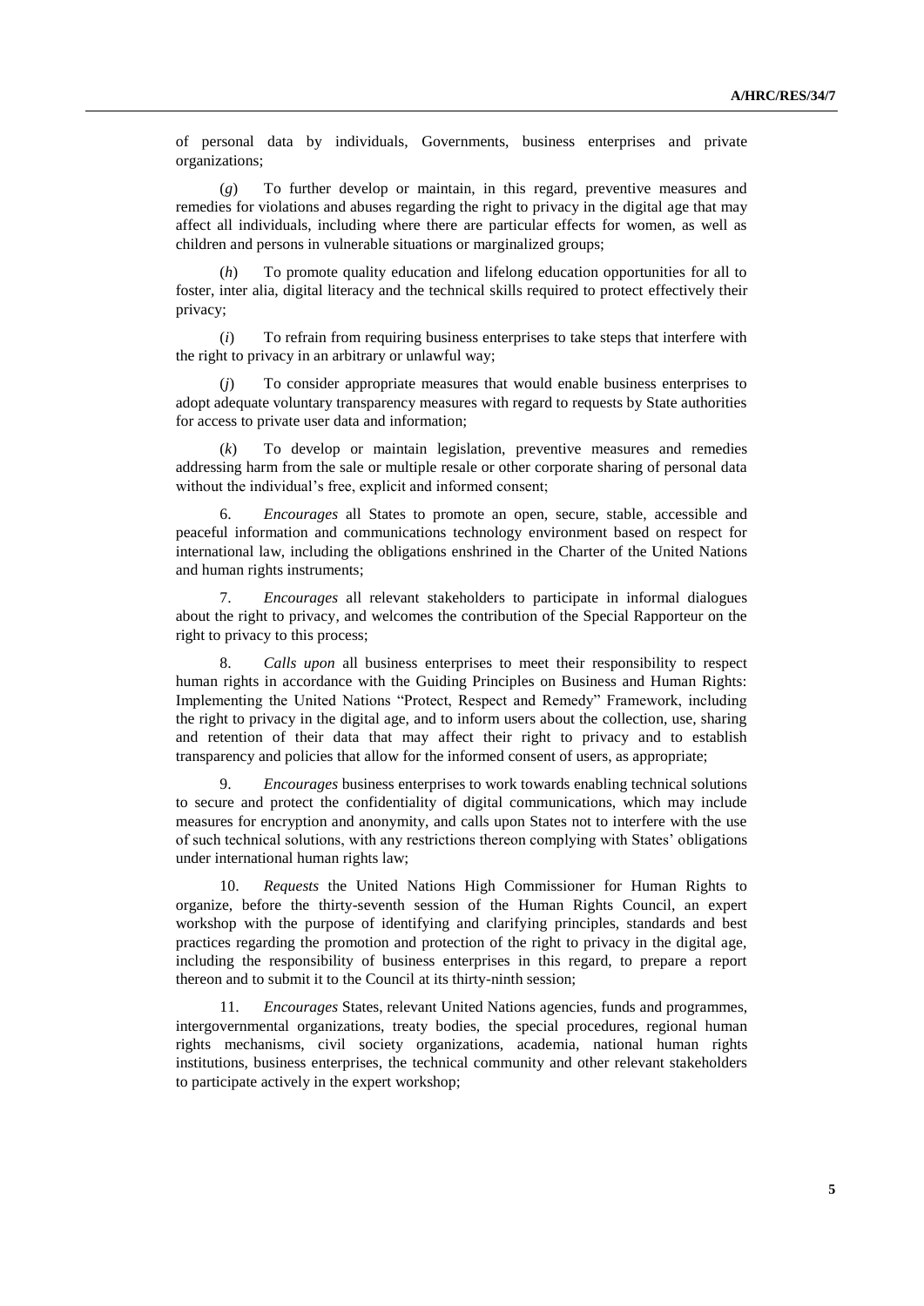of personal data by individuals, Governments, business enterprises and private organizations;

(*g*) To further develop or maintain, in this regard, preventive measures and remedies for violations and abuses regarding the right to privacy in the digital age that may affect all individuals, including where there are particular effects for women, as well as children and persons in vulnerable situations or marginalized groups;

(*h*) To promote quality education and lifelong education opportunities for all to foster, inter alia, digital literacy and the technical skills required to protect effectively their privacy;

(*i*) To refrain from requiring business enterprises to take steps that interfere with the right to privacy in an arbitrary or unlawful way;

(*j*) To consider appropriate measures that would enable business enterprises to adopt adequate voluntary transparency measures with regard to requests by State authorities for access to private user data and information;

(*k*) To develop or maintain legislation, preventive measures and remedies addressing harm from the sale or multiple resale or other corporate sharing of personal data without the individual's free, explicit and informed consent;

6. *Encourages* all States to promote an open, secure, stable, accessible and peaceful information and communications technology environment based on respect for international law, including the obligations enshrined in the Charter of the United Nations and human rights instruments;

7. *Encourages* all relevant stakeholders to participate in informal dialogues about the right to privacy, and welcomes the contribution of the Special Rapporteur on the right to privacy to this process;

8. *Calls upon* all business enterprises to meet their responsibility to respect human rights in accordance with the Guiding Principles on Business and Human Rights: Implementing the United Nations "Protect, Respect and Remedy" Framework, including the right to privacy in the digital age, and to inform users about the collection, use, sharing and retention of their data that may affect their right to privacy and to establish transparency and policies that allow for the informed consent of users, as appropriate;

9. *Encourages* business enterprises to work towards enabling technical solutions to secure and protect the confidentiality of digital communications, which may include measures for encryption and anonymity, and calls upon States not to interfere with the use of such technical solutions, with any restrictions thereon complying with States' obligations under international human rights law;

10. *Requests* the United Nations High Commissioner for Human Rights to organize, before the thirty-seventh session of the Human Rights Council, an expert workshop with the purpose of identifying and clarifying principles, standards and best practices regarding the promotion and protection of the right to privacy in the digital age, including the responsibility of business enterprises in this regard, to prepare a report thereon and to submit it to the Council at its thirty-ninth session;

11. *Encourages* States, relevant United Nations agencies, funds and programmes, intergovernmental organizations, treaty bodies, the special procedures, regional human rights mechanisms, civil society organizations, academia, national human rights institutions, business enterprises, the technical community and other relevant stakeholders to participate actively in the expert workshop;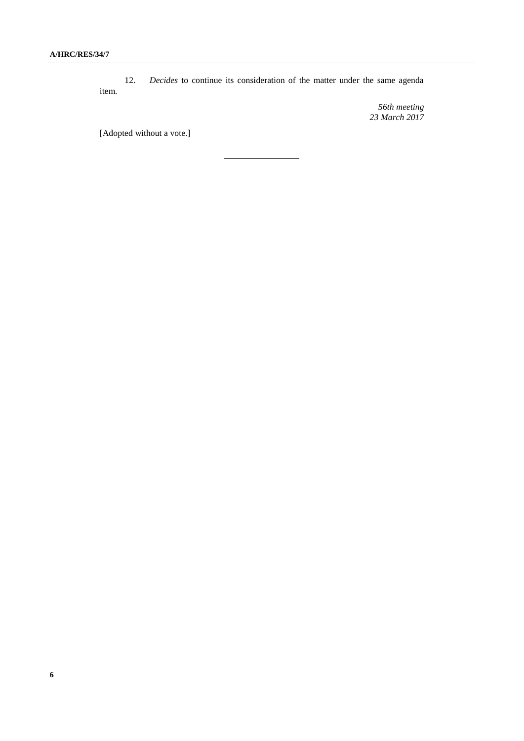12. *Decides* to continue its consideration of the matter under the same agenda item.

*56th meeting*
*23 March 2017*

[Adopted without a vote.]